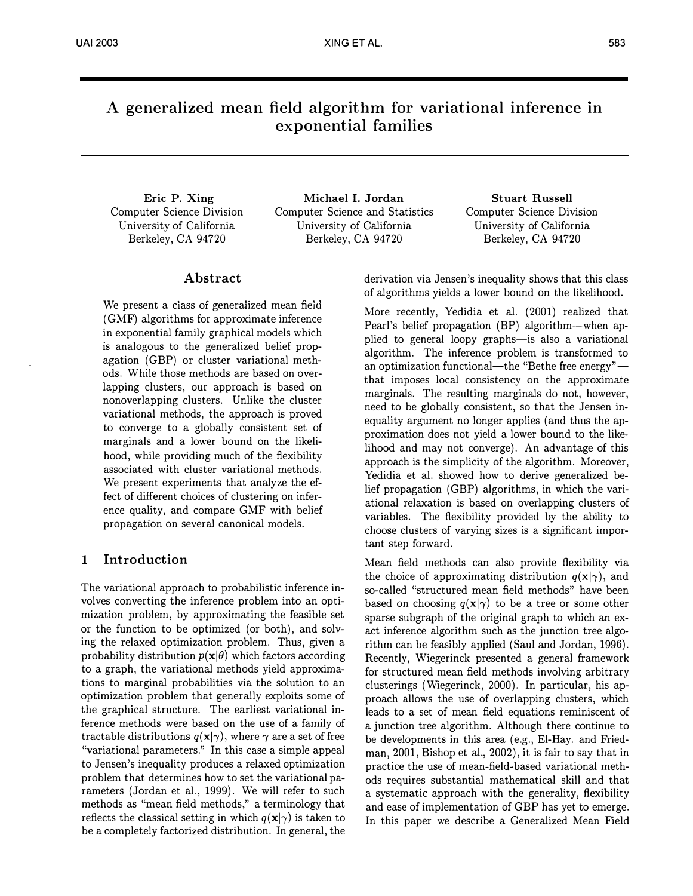# A generalized mean field algorithm for variational inference in exponential families

**Eric P. Xing**
Computer Science Division
University of California
Berkeley, CA 94720

**Michael I. Jordan**
Computer Science and Statistics
University of California
Berkeley, CA 94720

**Stuart Russell**
Computer Science Division
University of California
Berkeley, CA 94720

## Abstract

We present a class of generalized mean field (GMF) algorithms for approximate inference in exponential family graphical models which is analogous to the generalized belief propagation (GBP) or cluster variational methods. While those methods are based on overlapping clusters, our approach is based on nonoverlapping clusters. Unlike the cluster variational methods, the approach is proved to converge to a globally consistent set of marginals and a lower bound on the likelihood, while providing much of the flexibility associated with cluster variational methods. We present experiments that analyze the effect of different choices of clustering on inference quality, and compare GMF with belief propagation on several canonical models.

## 1 Introduction

The variational approach to probabilistic inference involves converting the inference problem into an optimization problem, by approximating the feasible set or the function to be optimized (or both), and solving the relaxed optimization problem. Thus, given a probability distribution $p(\mathbf{x}|\theta)$ which factors according to a graph, the variational methods yield approximations to marginal probabilities via the solution to an optimization problem that generally exploits some of the graphical structure. The earliest variational inference methods were based on the use of a family of tractable distributions $q(\mathbf{x}|\gamma)$, where $\gamma$ are a set of free "variational parameters." In this case a simple appeal to Jensen's inequality produces a relaxed optimization problem that determines how to set the variational parameters (Jordan et al., 1999). We will refer to such methods as "mean field methods," a terminology that reflects the classical setting in which $q(\mathbf{x}|\gamma)$ is taken to be a completely factorized distribution. In general, the derivation via Jensen's inequality shows that this class of algorithms yields a lower bound on the likelihood.

More recently, Yedidia et al. (2001) realized that Pearl's belief propagation (BP) algorithm—when applied to general loopy graphs—is also a variational algorithm. The inference problem is transformed to an optimization functional—the "Bethe free energy"—that imposes local consistency on the approximate marginals. The resulting marginals do not, however, need to be globally consistent, so that the Jensen inequality argument no longer applies (and thus the approximation does not yield a lower bound to the likelihood and may not converge). An advantage of this approach is the simplicity of the algorithm. Moreover, Yedidia et al. showed how to derive generalized belief propagation (GBP) algorithms, in which the variational relaxation is based on overlapping clusters of variables. The flexibility provided by the ability to choose clusters of varying sizes is a significant important step forward.

Mean field methods can also provide flexibility via the choice of approximating distribution $q(\mathbf{x}|\gamma)$, and so-called "structured mean field methods" have been based on choosing $q(\mathbf{x}|\gamma)$ to be a tree or some other sparse subgraph of the original graph to which an exact inference algorithm such as the junction tree algorithm can be feasibly applied (Saul and Jordan, 1996). Recently, Wiegerinck presented a general framework for structured mean field methods involving arbitrary clusterings (Wiegerinck, 2000). In particular, his approach allows the use of overlapping clusters, which leads to a set of mean field equations reminiscent of a junction tree algorithm. Although there continue to be developments in this area (e.g., El-Hay. and Friedman, 2001, Bishop et al., 2002), it is fair to say that in practice the use of mean-field-based variational methods requires substantial mathematical skill and that a systematic approach with the generality, flexibility and ease of implementation of GBP has yet to emerge. In this paper we describe a Generalized Mean Field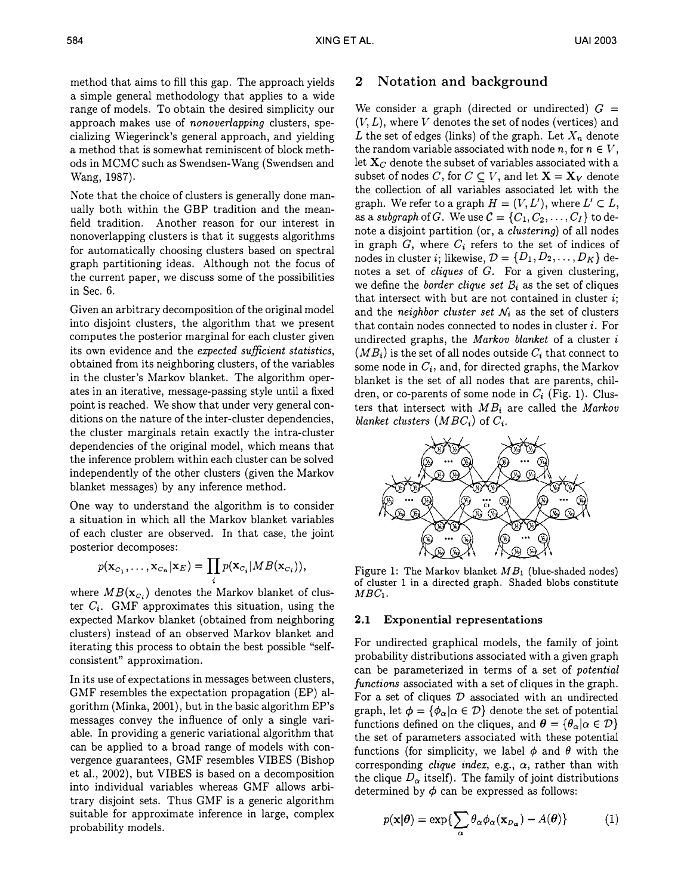method that aims to fill this gap. The approach yields a simple general methodology that applies to a wide range of models. To obtain the desired simplicity our approach makes use of *nonoverlapping* clusters, specializing Wiegerinck's general approach, and yielding a method that is somewhat reminiscent of block methods in MCMC such as Swendsen-Wang (Swendsen and Wang, 1987).

Note that the choice of clusters is generally done manually both within the GBP tradition and the mean-field tradition. Another reason for our interest in nonoverlapping clusters is that it suggests algorithms for automatically choosing clusters based on spectral graph partitioning ideas. Although not the focus of the current paper, we discuss some of the possibilities in Sec. 6.

Given an arbitrary decomposition of the original model into disjoint clusters, the algorithm that we present computes the posterior marginal for each cluster given its own evidence and the *expected sufficient statistics*, obtained from its neighboring clusters, of the variables in the cluster's Markov blanket. The algorithm operates in an iterative, message-passing style until a fixed point is reached. We show that under very general conditions on the nature of the inter-cluster dependencies, the cluster marginals retain exactly the intra-cluster dependencies of the original model, which means that the inference problem within each cluster can be solved independently of the other clusters (given the Markov blanket messages) by any inference method.

One way to understand the algorithm is to consider a situation in which all the Markov blanket variables of each cluster are observed. In that case, the joint posterior decomposes:

$$p(\mathbf{x}_{C_1}, \ldots, \mathbf{x}_{C_n} | \mathbf{x}_E) = \prod_i p(\mathbf{x}_{C_i} | MB(\mathbf{x}_{C_i})),$$

where $MB(\mathbf{x}_{C_i})$ denotes the Markov blanket of cluster $C_i$. GMF approximates this situation, using the expected Markov blanket (obtained from neighboring clusters) instead of an observed Markov blanket and iterating this process to obtain the best possible "self-consistent" approximation.

In its use of expectations in messages between clusters, GMF resembles the expectation propagation (EP) algorithm (Minka, 2001), but in the basic algorithm EP's messages convey the influence of only a single variable. In providing a generic variational algorithm that can be applied to a broad range of models with convergence guarantees, GMF resembles VIBES (Bishop et al., 2002), but VIBES is based on a decomposition into individual variables whereas GMF allows arbitrary disjoint sets. Thus GMF is a generic algorithm suitable for approximate inference in large, complex probability models.

## 2 Notation and background

We consider a graph (directed or undirected) $G = (V, L)$, where $V$ denotes the set of nodes (vertices) and $L$ the set of edges (links) of the graph. Let $X_n$ denote the random variable associated with node $n$, for $n \in V$, let $\mathbf{X}_C$ denote the subset of variables associated with a subset of nodes $C$, for $C \subseteq V$, and let $\mathbf{X} = \mathbf{X}_V$ denote the collection of all variables associated let with the graph. We refer to a graph $H = (V, L')$, where $L' \subset L$, as a *subgraph* of $G$. We use $\mathcal{C} = \{C_1, C_2, \ldots, C_I\}$ to denote a disjoint partition (or, a *clustering*) of all nodes in graph $G$, where $C_i$ refers to the set of indices of nodes in cluster $i$; likewise, $\mathcal{D} = \{D_1, D_2, \ldots, D_K\}$ denotes a set of *cliques* of $G$. For a given clustering, we define the *border clique set* $\mathcal{B}_i$ as the set of cliques that intersect with but are not contained in cluster $i$; and the *neighbor cluster set* $\mathcal{N}_i$ as the set of clusters that contain nodes connected to nodes in cluster $i$. For undirected graphs, the *Markov blanket* of a cluster $i$ ($MB_i$) is the set of all nodes outside $C_i$ that connect to some node in $C_i$, and, for directed graphs, the Markov blanket is the set of all nodes that are parents, children, or co-parents of some node in $C_i$ (Fig. 1). Clusters that intersect with $MB_i$ are called the *Markov blanket clusters* ($MBC_i$) of $C_i$.

Figure 1: The Markov blanket $MB_1$ (blue-shaded nodes) of cluster 1 in a directed graph. Shaded blobs constitute $MBC_1$.

### 2.1 Exponential representations

For undirected graphical models, the family of joint probability distributions associated with a given graph can be parameterized in terms of a set of *potential functions* associated with a set of cliques in the graph. For a set of cliques $\mathcal{D}$ associated with an undirected graph, let $\boldsymbol{\phi} = \{\phi_\alpha | \alpha \in \mathcal{D}\}$ denote the set of potential functions defined on the cliques, and $\boldsymbol{\theta} = \{\theta_\alpha | \alpha \in \mathcal{D}\}$ the set of parameters associated with these potential functions (for simplicity, we label $\phi$ and $\theta$ with the corresponding *clique index*, e.g., $\alpha$, rather than with the clique $D_\alpha$ itself). The family of joint distributions determined by $\boldsymbol{\phi}$ can be expressed as follows:

$$p(\mathbf{x}|\boldsymbol{\theta}) = \exp\{\sum_\alpha \theta_\alpha \phi_\alpha(\mathbf{x}_{D_\alpha}) - A(\boldsymbol{\theta})\} \qquad (1)$$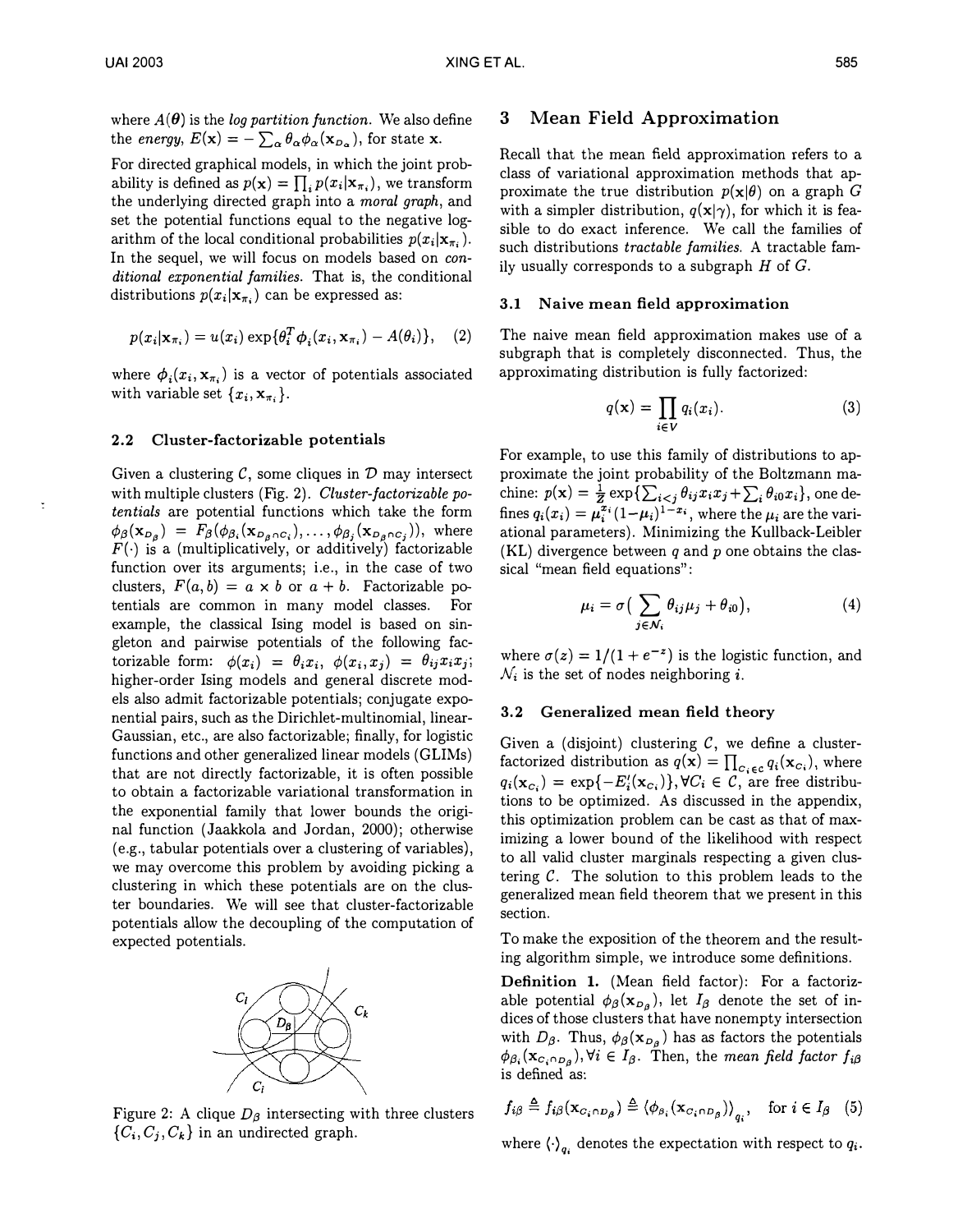where $A(\boldsymbol{\theta})$ is the *log partition function*. We also define the *energy*, $E(\mathbf{x}) = -\sum_\alpha \theta_\alpha \phi_\alpha(\mathbf{x}_{D_\alpha})$, for state $\mathbf{x}$.

For directed graphical models, in which the joint probability is defined as $p(\mathbf{x}) = \prod_i p(x_i|\mathbf{x}_{\pi_i})$, we transform the underlying directed graph into a *moral graph*, and set the potential functions equal to the negative logarithm of the local conditional probabilities $p(x_i|\mathbf{x}_{\pi_i})$. In the sequel, we will focus on models based on *conditional exponential families*. That is, the conditional distributions $p(x_i|\mathbf{x}_{\pi_i})$ can be expressed as:

$$p(x_i|\mathbf{x}_{\pi_i}) = u(x_i)\exp\{\theta_i^T \boldsymbol{\phi}_i(x_i, \mathbf{x}_{\pi_i}) - A(\theta_i)\}, \quad (2)$$

where $\boldsymbol{\phi}_i(x_i, \mathbf{x}_{\pi_i})$ is a vector of potentials associated with variable set $\{x_i, \mathbf{x}_{\pi_i}\}$.

### 2.2 Cluster-factorizable potentials

Given a clustering $\mathcal{C}$, some cliques in $\mathcal{D}$ may intersect with multiple clusters (Fig. 2). *Cluster-factorizable potentials* are potential functions which take the form $\phi_\beta(\mathbf{x}_{D_\beta}) = F_\beta(\phi_{\beta_i}(\mathbf{x}_{D_\beta \cap C_i}), \ldots, \phi_{\beta_j}(\mathbf{x}_{D_\beta \cap C_j}))$, where $F(\cdot)$ is a (multiplicatively, or additively) factorizable function over its arguments; i.e., in the case of two clusters, $F(a, b) = a \times b$ or $a + b$. Factorizable potentials are common in many model classes. For example, the classical Ising model is based on singleton and pairwise potentials of the following factorizable form: $\phi(x_i) = \theta_i x_i$, $\phi(x_i, x_j) = \theta_{ij} x_i x_j$; higher-order Ising models and general discrete models also admit factorizable potentials; conjugate exponential pairs, such as the Dirichlet-multinomial, linear-Gaussian, etc., are also factorizable; finally, for logistic functions and other generalized linear models (GLIMs) that are not directly factorizable, it is often possible to obtain a factorizable variational transformation in the exponential family that lower bounds the original function (Jaakkola and Jordan, 2000); otherwise (e.g., tabular potentials over a clustering of variables), we may overcome this problem by avoiding picking a clustering in which these potentials are on the cluster boundaries. We will see that cluster-factorizable potentials allow the decoupling of the computation of expected potentials.

Figure 2: A clique $D_\beta$ intersecting with three clusters $\{C_i, C_j, C_k\}$ in an undirected graph.

## 3 Mean Field Approximation

Recall that the mean field approximation refers to a class of variational approximation methods that approximate the true distribution $p(\mathbf{x}|\theta)$ on a graph $G$ with a simpler distribution, $q(\mathbf{x}|\gamma)$, for which it is feasible to do exact inference. We call the families of such distributions *tractable families*. A tractable family usually corresponds to a subgraph $H$ of $G$.

### 3.1 Naive mean field approximation

The naive mean field approximation makes use of a subgraph that is completely disconnected. Thus, the approximating distribution is fully factorized:

$$q(\mathbf{x}) = \prod_{i \in V} q_i(x_i). \quad (3)$$

For example, to use this family of distributions to approximate the joint probability of the Boltzmann machine: $p(\mathbf{x}) = \frac{1}{Z}\exp\{\sum_{i<j}\theta_{ij}x_i x_j + \sum_i \theta_{i0}x_i\}$, one defines $q_i(x_i) = \mu_i^{x_i}(1-\mu_i)^{1-x_i}$, where the $\mu_i$ are the variational parameters). Minimizing the Kullback-Leibler (KL) divergence between $q$ and $p$ one obtains the classical "mean field equations":

$$\mu_i = \sigma\Big(\sum_{j \in \mathcal{N}_i} \theta_{ij}\mu_j + \theta_{i0}\Big), \quad (4)$$

where $\sigma(z) = 1/(1+e^{-z})$ is the logistic function, and $\mathcal{N}_i$ is the set of nodes neighboring $i$.

### 3.2 Generalized mean field theory

Given a (disjoint) clustering $\mathcal{C}$, we define a cluster-factorized distribution as $q(\mathbf{x}) = \prod_{C_i \in \mathcal{C}} q_i(\mathbf{x}_{C_i})$, where $q_i(\mathbf{x}_{C_i}) = \exp\{-E_i'(\mathbf{x}_{C_i})\}, \forall C_i \in \mathcal{C}$, are free distributions to be optimized. As discussed in the appendix, this optimization problem can be cast as that of maximizing a lower bound of the likelihood with respect to all valid cluster marginals respecting a given clustering $\mathcal{C}$. The solution to this problem leads to the generalized mean field theorem that we present in this section.

To make the exposition of the theorem and the resulting algorithm simple, we introduce some definitions.

**Definition 1.** (Mean field factor): For a factorizable potential $\phi_\beta(\mathbf{x}_{D_\beta})$, let $I_\beta$ denote the set of indices of those clusters that have nonempty intersection with $D_\beta$. Thus, $\phi_\beta(\mathbf{x}_{D_\beta})$ has as factors the potentials $\phi_{\beta_i}(\mathbf{x}_{C_i \cap D_\beta}), \forall i \in I_\beta$. Then, the *mean field factor* $f_{i\beta}$ is defined as:

$$f_{i\beta} \triangleq f_{i\beta}(\mathbf{x}_{C_i \cap D_\beta}) \triangleq \langle \phi_{\beta_i}(\mathbf{x}_{C_i \cap D_\beta}) \rangle_{q_i}, \quad \text{for } i \in I_\beta \quad (5)$$

where $\langle \cdot \rangle_{q_i}$ denotes the expectation with respect to $q_i$.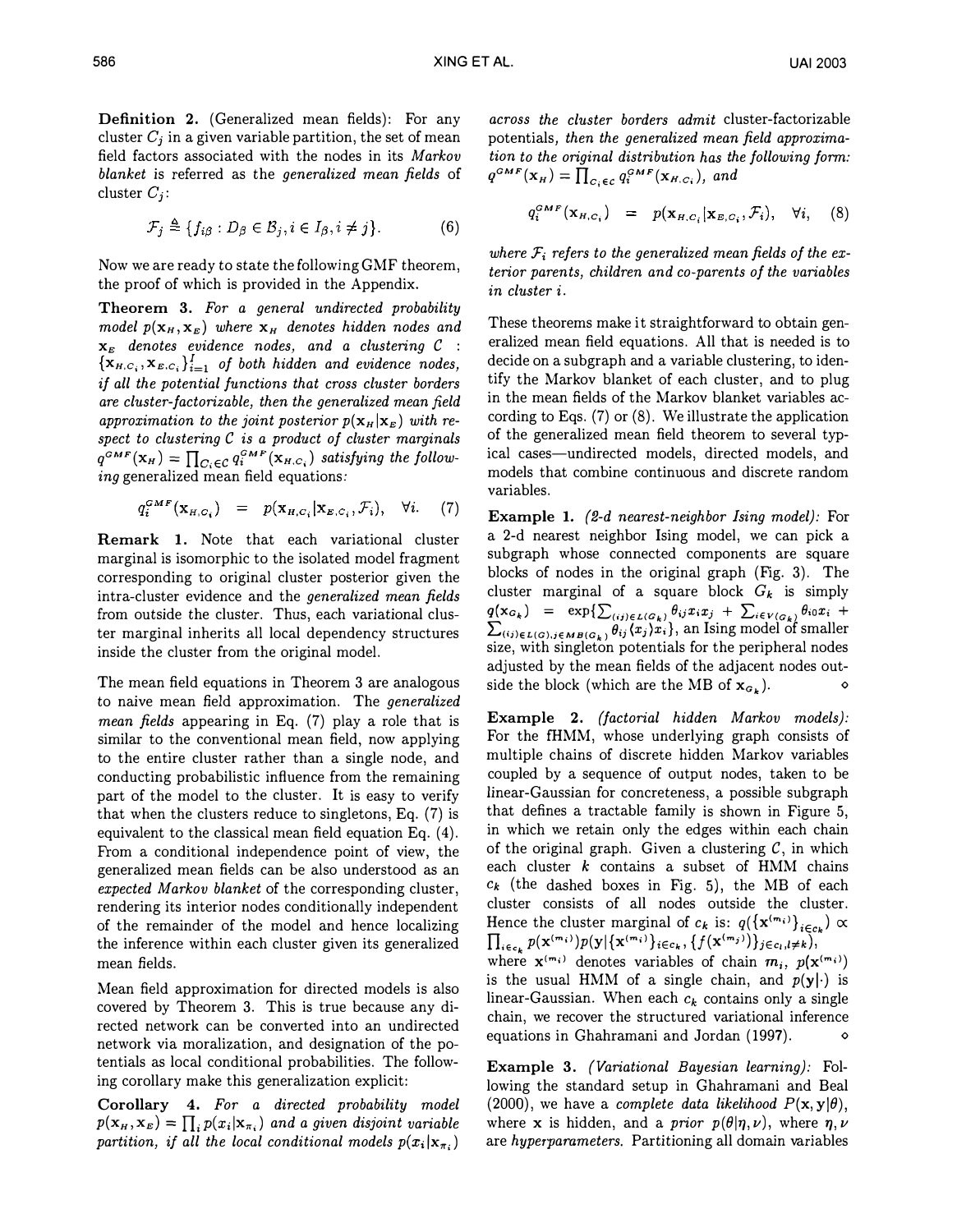**Definition 2.** (Generalized mean fields): For any cluster $C_j$ in a given variable partition, the set of mean field factors associated with the nodes in its *Markov blanket* is referred as the *generalized mean fields* of cluster $C_j$:

$$\mathcal{F}_j \triangleq \{f_{i\beta} : D_\beta \in \mathcal{B}_j, i \in I_\beta, i \neq j\}. \quad (6)$$

Now we are ready to state the following GMF theorem, the proof of which is provided in the Appendix.

**Theorem 3.** *For a general undirected probability model $p(\mathbf{x}_H, \mathbf{x}_E)$ where $\mathbf{x}_H$ denotes hidden nodes and $\mathbf{x}_E$ denotes evidence nodes, and a clustering $\mathcal{C}$ : $\{\mathbf{x}_{H,C_i}, \mathbf{x}_{E,C_i}\}_{i=1}^I$ of both hidden and evidence nodes, if all the potential functions that cross cluster borders are cluster-factorizable, then the generalized mean field approximation to the joint posterior $p(\mathbf{x}_H|\mathbf{x}_E)$ with respect to clustering $\mathcal{C}$ is a product of cluster marginals $q^{GMF}(\mathbf{x}_H) = \prod_{C_i \in \mathcal{C}} q_i^{GMF}(\mathbf{x}_{H,C_i})$ satisfying the following* generalized mean field equations*:*

$$q_i^{GMF}(\mathbf{x}_{H,C_i}) = p(\mathbf{x}_{H,C_i}|\mathbf{x}_{E,C_i}, \mathcal{F}_i), \quad \forall i. \quad (7)$$

**Remark 1.** Note that each variational cluster marginal is isomorphic to the isolated model fragment corresponding to original cluster posterior given the intra-cluster evidence and the *generalized mean fields* from outside the cluster. Thus, each variational cluster marginal inherits all local dependency structures inside the cluster from the original model.

The mean field equations in Theorem 3 are analogous to naive mean field approximation. The *generalized mean fields* appearing in Eq. (7) play a role that is similar to the conventional mean field, now applying to the entire cluster rather than a single node, and conducting probabilistic influence from the remaining part of the model to the cluster. It is easy to verify that when the clusters reduce to singletons, Eq. (7) is equivalent to the classical mean field equation Eq. (4). From a conditional independence point of view, the generalized mean fields can be also understood as an *expected Markov blanket* of the corresponding cluster, rendering its interior nodes conditionally independent of the remainder of the model and hence localizing the inference within each cluster given its generalized mean fields.

Mean field approximation for directed models is also covered by Theorem 3. This is true because any directed network can be converted into an undirected network via moralization, and designation of the potentials as local conditional probabilities. The following corollary make this generalization explicit:

**Corollary 4.** *For a directed probability model $p(\mathbf{x}_H, \mathbf{x}_E) = \prod_i p(x_i|\mathbf{x}_{\pi_i})$ and a given disjoint variable partition, if all the local conditional models $p(x_i|\mathbf{x}_{\pi_i})$ across the cluster borders admit cluster-factorizable potentials, then the generalized mean field approximation to the original distribution has the following form: $q^{GMF}(\mathbf{x}_H) = \prod_{C_i \in \mathcal{C}} q_i^{GMF}(\mathbf{x}_{H,C_i})$, and*

$$q_i^{GMF}(\mathbf{x}_{H,C_i}) = p(\mathbf{x}_{H,C_i}|\mathbf{x}_{E,C_i}, \mathcal{F}_i), \quad \forall i, \quad (8)$$

*where $\mathcal{F}_i$ refers to the generalized mean fields of the exterior parents, children and co-parents of the variables in cluster $i$.*

These theorems make it straightforward to obtain generalized mean field equations. All that is needed is to decide on a subgraph and a variable clustering, to identify the Markov blanket of each cluster, and to plug in the mean fields of the Markov blanket variables according to Eqs. (7) or (8). We illustrate the application of the generalized mean field theorem to several typical cases—undirected models, directed models, and models that combine continuous and discrete random variables.

**Example 1.** *(2-d nearest-neighbor Ising model):* For a 2-d nearest neighbor Ising model, we can pick a subgraph whose connected components are square blocks of nodes in the original graph (Fig. 3). The cluster marginal of a square block $G_k$ is simply $q(\mathbf{x}_{G_k}) = \exp\{\sum_{(ij)\in L(G_k)} \theta_{ij} x_i x_j + \sum_{i \in V(G_k)} \theta_{i0} x_i + \sum_{(ij)\in L(G), j \in MB(G_k)} \theta_{ij} \langle x_j \rangle x_i\}$, an Ising model of smaller size, with singleton potentials for the peripheral nodes adjusted by the mean fields of the adjacent nodes outside the block (which are the MB of $\mathbf{x}_{G_k}$). ◇

**Example 2.** *(factorial hidden Markov models):* For the fHMM, whose underlying graph consists of multiple chains of discrete hidden Markov variables coupled by a sequence of output nodes, taken to be linear-Gaussian for concreteness, a possible subgraph that defines a tractable family is shown in Figure 5, in which we retain only the edges within each chain of the original graph. Given a clustering $\mathcal{C}$, in which each cluster $k$ contains a subset of HMM chains $c_k$ (the dashed boxes in Fig. 5), the MB of each cluster consists of all nodes outside the cluster. Hence the cluster marginal of $c_k$ is: $q(\{\mathbf{x}^{(m_i)}\}_{i \in c_k}) \propto \prod_{i \in c_k} p(\mathbf{x}^{(m_i)}) p(\mathbf{y}|\{\mathbf{x}^{(m_i)}\}_{i \in c_k}, \{f(\mathbf{x}^{(m_j)})\}_{j \in c_l, l \neq k})$, where $\mathbf{x}^{(m_i)}$ denotes variables of chain $m_i$, $p(\mathbf{x}^{(m_i)})$ is the usual HMM of a single chain, and $p(\mathbf{y}|\cdot)$ is linear-Gaussian. When each $c_k$ contains only a single chain, we recover the structured variational inference equations in Ghahramani and Jordan (1997). ◇

**Example 3.** *(Variational Bayesian learning):* Following the standard setup in Ghahramani and Beal (2000), we have a *complete data likelihood* $P(\mathbf{x}, \mathbf{y}|\theta)$, where $\mathbf{x}$ is hidden, and a *prior* $p(\theta|\eta, \nu)$, where $\eta, \nu$ are *hyperparameters.* Partitioning all domain variables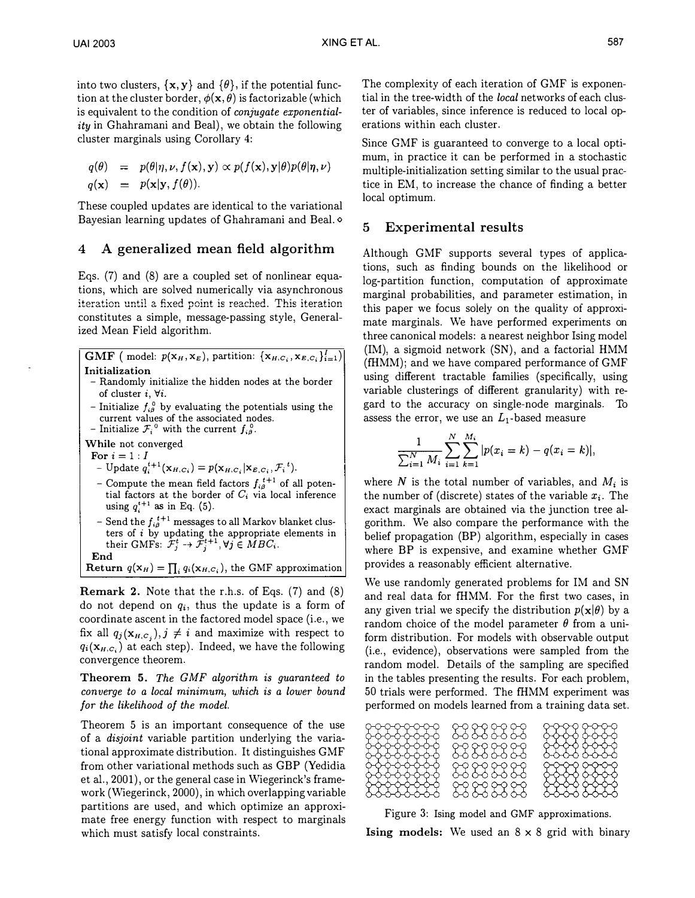into two clusters, $\{\mathbf{x}, \mathbf{y}\}$ and $\{\theta\}$, if the potential function at the cluster border, $\phi(\mathbf{x}, \theta)$ is factorizable (which is equivalent to the condition of *conjugate exponentiality* in Ghahramani and Beal), we obtain the following cluster marginals using Corollary 4:

$$
\begin{aligned}
q(\theta) &= p(\theta|\eta, \nu, f(\mathbf{x}), \mathbf{y}) \propto p(f(\mathbf{x}), \mathbf{y}|\theta)p(\theta|\eta, \nu) \\
q(\mathbf{x}) &= p(\mathbf{x}|\mathbf{y}, f(\theta)).
\end{aligned}
$$

These coupled updates are identical to the variational Bayesian learning updates of Ghahramani and Beal. ⋄

## 4 A generalized mean field algorithm

Eqs. (7) and (8) are a coupled set of nonlinear equations, which are solved numerically via asynchronous iteration until a fixed point is reached. This iteration constitutes a simple, message-passing style, Generalized Mean Field algorithm.

> **GMF** ( model: $p(\mathbf{x}_H, \mathbf{x}_E)$, partition: $\{\mathbf{x}_{H,C_i}, \mathbf{x}_{E,C_i}\}_{i=1}^I$)
>
> **Initialization**
> - Randomly initialize the hidden nodes at the border of cluster $i$, $\forall i$.
> - Initialize $f_{i\beta}^0$ by evaluating the potentials using the current values of the associated nodes.
> - Initialize $\mathcal{F}_i^{\,0}$ with the current $f_{i\beta}^0$.
>
> **While** not converged
>
> **For** $i = 1 : I$
> - Update $q_i^{t+1}(\mathbf{x}_{H,C_i}) = p(\mathbf{x}_{H,C_i}|\mathbf{x}_{E,C_i}, \mathcal{F}_i^{\,t})$.
> - Compute the mean field factors $f_{i\beta}^{t+1}$ of all potential factors at the border of $C_i$ via local inference using $q_i^{t+1}$ as in Eq. (5).
> - Send the $f_{i\beta}^{t+1}$ messages to all Markov blanket clusters of $i$ by updating the appropriate elements in their GMFs: $\mathcal{F}_j^t \to \mathcal{F}_j^{t+1}, \forall j \in MBC_i$.
>
> **End**
>
> **Return** $q(\mathbf{x}_H) = \prod_i q_i(\mathbf{x}_{H,C_i})$, the GMF approximation

**Remark 2.** Note that the r.h.s. of Eqs. (7) and (8) do not depend on $q_i$, thus the update is a form of coordinate ascent in the factored model space (i.e., we fix all $q_j(\mathbf{x}_{H,C_j}), j \neq i$ and maximize with respect to $q_i(\mathbf{x}_{H,C_i})$ at each step). Indeed, we have the following convergence theorem.

**Theorem 5.** *The GMF algorithm is guaranteed to converge to a local minimum, which is a lower bound for the likelihood of the model.*

Theorem 5 is an important consequence of the use of a *disjoint* variable partition underlying the variational approximate distribution. It distinguishes GMF from other variational methods such as GBP (Yedidia et al., 2001), or the general case in Wiegerinck's framework (Wiegerinck, 2000), in which overlapping variable partitions are used, and which optimize an approximate free energy function with respect to marginals which must satisfy local constraints.

The complexity of each iteration of GMF is exponential in the tree-width of the *local* networks of each cluster of variables, since inference is reduced to local operations within each cluster.

Since GMF is guaranteed to converge to a local optimum, in practice it can be performed in a stochastic multiple-initialization setting similar to the usual practice in EM, to increase the chance of finding a better local optimum.

## 5 Experimental results

Although GMF supports several types of applications, such as finding bounds on the likelihood or log-partition function, computation of approximate marginal probabilities, and parameter estimation, in this paper we focus solely on the quality of approximate marginals. We have performed experiments on three canonical models: a nearest neighbor Ising model (IM), a sigmoid network (SN), and a factorial HMM (fHMM); and we have compared performance of GMF using different tractable families (specifically, using variable clusterings of different granularity) with regard to the accuracy on single-node marginals. To assess the error, we use an $L_1$-based measure

$$
\frac{1}{\sum_{i=1}^{N} M_i} \sum_{i=1}^{N} \sum_{k=1}^{M_i} |p(x_i = k) - q(x_i = k)|,
$$

where $N$ is the total number of variables, and $M_i$ is the number of (discrete) states of the variable $x_i$. The exact marginals are obtained via the junction tree algorithm. We also compare the performance with the belief propagation (BP) algorithm, especially in cases where BP is expensive, and examine whether GMF provides a reasonably efficient alternative.

We use randomly generated problems for IM and SN and real data for fHMM. For the first two cases, in any given trial we specify the distribution $p(\mathbf{x}|\theta)$ by a random choice of the model parameter $\theta$ from a uniform distribution. For models with observable output (i.e., evidence), observations were sampled from the random model. Details of the sampling are specified in the tables presenting the results. For each problem, 50 trials were performed. The fHMM experiment was performed on models learned from a training data set.

Figure 3: Ising model and GMF approximations.

**Ising models:** We used an $8 \times 8$ grid with binary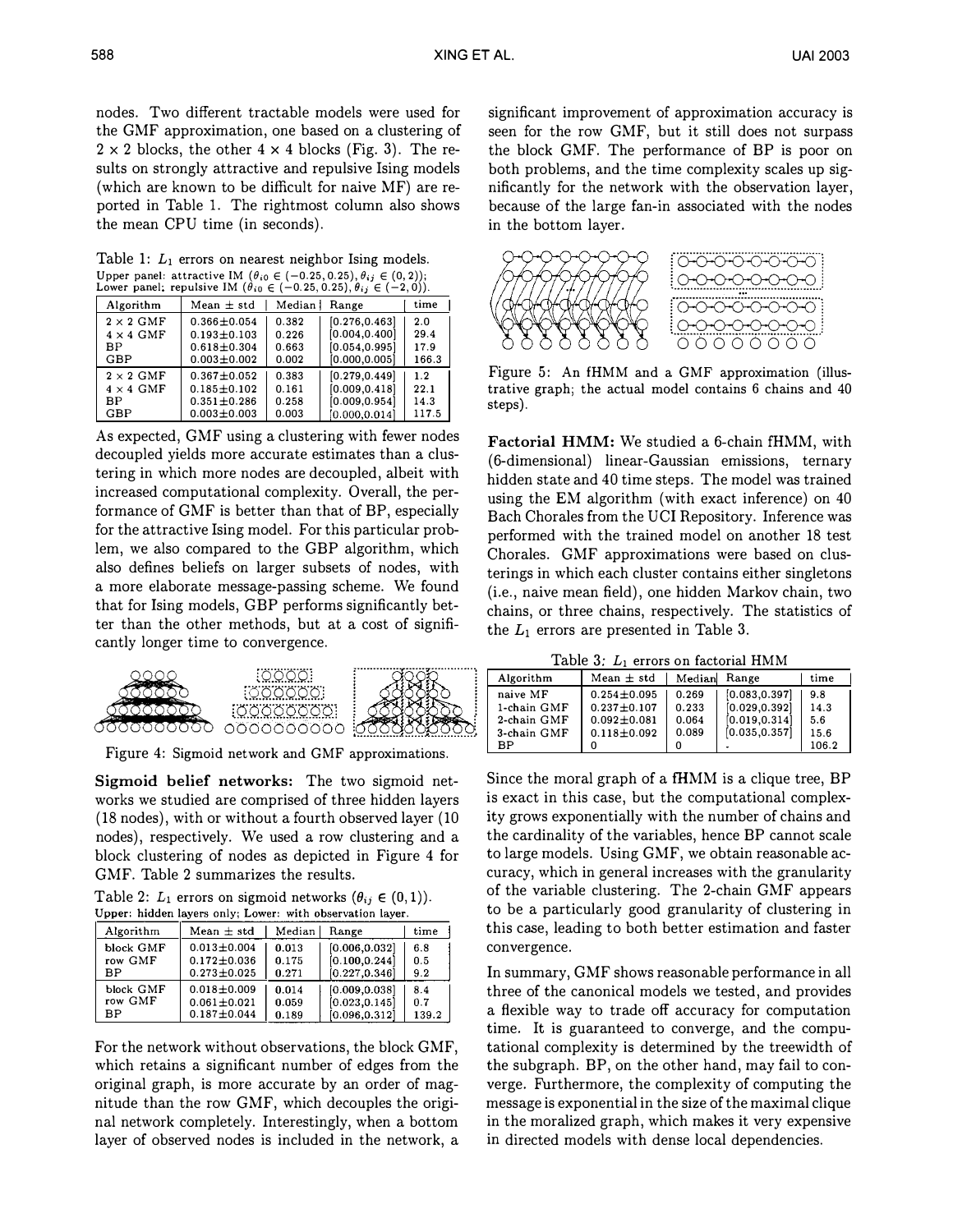nodes. Two different tractable models were used for the GMF approximation, one based on a clustering of $2 \times 2$ blocks, the other $4 \times 4$ blocks (Fig. 3). The results on strongly attractive and repulsive Ising models (which are known to be difficult for naive MF) are reported in Table 1. The rightmost column also shows the mean CPU time (in seconds).

Table 1: $L_1$ errors on nearest neighbor Ising models. Upper panel: attractive IM ($\theta_{i0} \in (-0.25, 0.25), \theta_{ij} \in (0, 2)$); Lower panel: repulsive IM ($\theta_{i0} \in (-0.25, 0.25), \theta_{ij} \in (-2, 0)$).

| Algorithm | Mean ± std | Median | Range | time |
|---|---|---|---|---|
| 2 × 2 GMF | 0.366±0.054 | 0.382 | [0.276,0.463] | 2.0 |
| 4 × 4 GMF | 0.193±0.103 | 0.226 | [0.004,0.400] | 29.4 |
| BP | 0.618±0.304 | 0.663 | [0.054,0.995] | 17.9 |
| GBP | 0.003±0.002 | 0.002 | [0.000,0.005] | 166.3 |
| 2 × 2 GMF | 0.367±0.052 | 0.383 | [0.279,0.449] | 1.2 |
| 4 × 4 GMF | 0.185±0.102 | 0.161 | [0.009,0.418] | 22.1 |
| BP | 0.351±0.286 | 0.258 | [0.009,0.954] | 14.3 |
| GBP | 0.003±0.003 | 0.003 | [0.000,0.014] | 117.5 |

As expected, GMF using a clustering with fewer nodes decoupled yields more accurate estimates than a clustering in which more nodes are decoupled, albeit with increased computational complexity. Overall, the performance of GMF is better than that of BP, especially for the attractive Ising model. For this particular problem, we also compared to the GBP algorithm, which also defines beliefs on larger subsets of nodes, with a more elaborate message-passing scheme. We found that for Ising models, GBP performs significantly better than the other methods, but at a cost of significantly longer time to convergence.

Figure 4: Sigmoid network and GMF approximations.

**Sigmoid belief networks:** The two sigmoid networks we studied are comprised of three hidden layers (18 nodes), with or without a fourth observed layer (10 nodes), respectively. We used a row clustering and a block clustering of nodes as depicted in Figure 4 for GMF. Table 2 summarizes the results.

Table 2: $L_1$ errors on sigmoid networks ($\theta_{ij} \in (0, 1)$). Upper: hidden layers only; Lower: with observation layer.

| Algorithm | Mean ± std | Median | Range | time |
|---|---|---|---|---|
| block GMF | 0.013±0.004 | 0.013 | [0.006,0.032] | 6.8 |
| row GMF | 0.172±0.036 | 0.175 | [0.100,0.244] | 0.5 |
| BP | 0.273±0.025 | 0.271 | [0.227,0.346] | 9.2 |
| block GMF | 0.018±0.009 | 0.014 | [0.009,0.038] | 8.4 |
| row GMF | 0.061±0.021 | 0.059 | [0.023,0.145] | 0.7 |
| BP | 0.187±0.044 | 0.189 | [0.096,0.312] | 139.2 |

For the network without observations, the block GMF, which retains a significant number of edges from the original graph, is more accurate by an order of magnitude than the row GMF, which decouples the original network completely. Interestingly, when a bottom layer of observed nodes is included in the network, a significant improvement of approximation accuracy is seen for the row GMF, but it still does not surpass the block GMF. The performance of BP is poor on both problems, and the time complexity scales up significantly for the network with the observation layer, because of the large fan-in associated with the nodes in the bottom layer.

Figure 5: An fHMM and a GMF approximation (illustrative graph; the actual model contains 6 chains and 40 steps).

**Factorial HMM:** We studied a 6-chain fHMM, with (6-dimensional) linear-Gaussian emissions, ternary hidden state and 40 time steps. The model was trained using the EM algorithm (with exact inference) on 40 Bach Chorales from the UCI Repository. Inference was performed with the trained model on another 18 test Chorales. GMF approximations were based on clusterings in which each cluster contains either singletons (i.e., naive mean field), one hidden Markov chain, two chains, or three chains, respectively. The statistics of the $L_1$ errors are presented in Table 3.

Table 3: $L_1$ errors on factorial HMM

| Algorithm | Mean ± std | Median | Range | time |
|---|---|---|---|---|
| naive MF | 0.254±0.095 | 0.269 | [0.083,0.397] | 9.8 |
| 1-chain GMF | 0.237±0.107 | 0.233 | [0.029,0.392] | 14.3 |
| 2-chain GMF | 0.092±0.081 | 0.064 | [0.019,0.314] | 5.6 |
| 3-chain GMF | 0.118±0.092 | 0.089 | [0.035,0.357] | 15.6 |
| BP | 0 | 0 | - | 106.2 |

Since the moral graph of a fHMM is a clique tree, BP is exact in this case, but the computational complexity grows exponentially with the number of chains and the cardinality of the variables, hence BP cannot scale to large models. Using GMF, we obtain reasonable accuracy, which in general increases with the granularity of the variable clustering. The 2-chain GMF appears to be a particularly good granularity of clustering in this case, leading to both better estimation and faster convergence.

In summary, GMF shows reasonable performance in all three of the canonical models we tested, and provides a flexible way to trade off accuracy for computation time. It is guaranteed to converge, and the computational complexity is determined by the treewidth of the subgraph. BP, on the other hand, may fail to converge. Furthermore, the complexity of computing the message is exponential in the size of the maximal clique in the moralized graph, which makes it very expensive in directed models with dense local dependencies.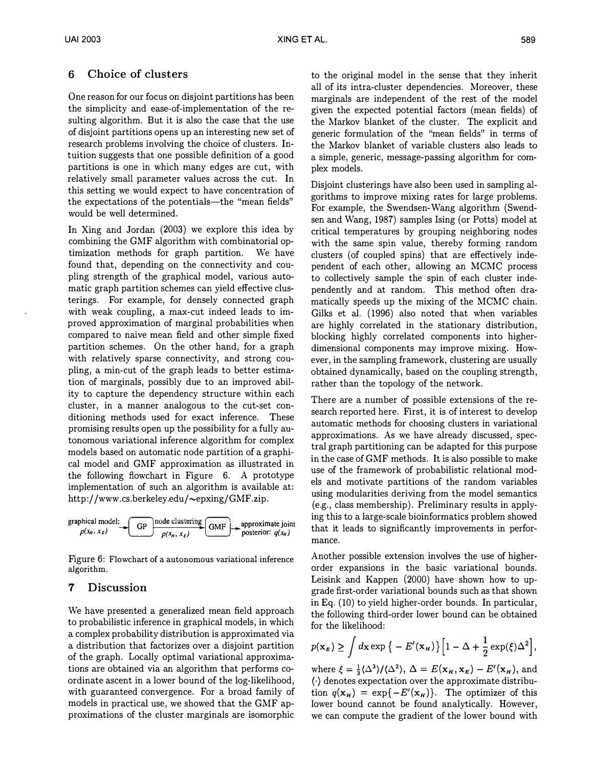## 6 Choice of clusters

One reason for our focus on disjoint partitions has been the simplicity and ease-of-implementation of the resulting algorithm. But it is also the case that the use of disjoint partitions opens up an interesting new set of research problems involving the choice of clusters. Intuition suggests that one possible definition of a good partitions is one in which many edges are cut, with relatively small parameter values across the cut. In this setting we would expect to have concentration of the expectations of the potentials—the "mean fields" would be well determined.

In Xing and Jordan (2003) we explore this idea by combining the GMF algorithm with combinatorial optimization methods for graph partition. We have found that, depending on the connectivity and coupling strength of the graphical model, various automatic graph partition schemes can yield effective clusterings. For example, for densely connected graph with weak coupling, a max-cut indeed leads to improved approximation of marginal probabilities when compared to naive mean field and other simple fixed partition schemes. On the other hand, for a graph with relatively sparse connectivity, and strong coupling, a min-cut of the graph leads to better estimation of marginals, possibly due to an improved ability to capture the dependency structure within each cluster, in a manner analogous to the cut-set conditioning methods used for exact inference. These promising results open up the possibility for a fully autonomous variational inference algorithm for complex models based on automatic node partition of a graphical model and GMF approximation as illustrated in the following flowchart in Figure 6. A prototype implementation of such an algorithm is available at: http://www.cs.berkeley.edu/~epxing/GMF.zip.

graphical model: $p(x_H, x_E)$ → GP → node clustering $p(x_H, x_E)$ → GMF → approximate joint posterior: $q(x_H)$

Figure 6: Flowchart of a autonomous variational inference algorithm.

## 7 Discussion

We have presented a generalized mean field approach to probabilistic inference in graphical models, in which a complex probability distribution is approximated via a distribution that factorizes over a disjoint partition of the graph. Locally optimal variational approximations are obtained via an algorithm that performs coordinate ascent in a lower bound of the log-likelihood, with guaranteed convergence. For a broad family of models in practical use, we showed that the GMF approximations of the cluster marginals are isomorphic to the original model in the sense that they inherit all of its intra-cluster dependencies. Moreover, these marginals are independent of the rest of the model given the expected potential factors (mean fields) of the Markov blanket of the cluster. The explicit and generic formulation of the "mean fields" in terms of the Markov blanket of variable clusters also leads to a simple, generic, message-passing algorithm for complex models.

Disjoint clusterings have also been used in sampling algorithms to improve mixing rates for large problems. For example, the Swendsen-Wang algorithm (Swendsen and Wang, 1987) samples Ising (or Potts) model at critical temperatures by grouping neighboring nodes with the same spin value, thereby forming random clusters (of coupled spins) that are effectively independent of each other, allowing an MCMC process to collectively sample the spin of each cluster independently and at random. This method often dramatically speeds up the mixing of the MCMC chain. Gilks et al. (1996) also noted that when variables are highly correlated in the stationary distribution, blocking highly correlated components into higher-dimensional components may improve mixing. However, in the sampling framework, clustering are usually obtained dynamically, based on the coupling strength, rather than the topology of the network.

There are a number of possible extensions of the research reported here. First, it is of interest to develop automatic methods for choosing clusters in variational approximations. As we have already discussed, spectral graph partitioning can be adapted for this purpose in the case of GMF methods. It is also possible to make use of the framework of probabilistic relational models and motivate partitions of the random variables using modularities deriving from the model semantics (e.g., class membership). Preliminary results in applying this to a large-scale bioinformatics problem showed that it leads to significantly improvements in performance.

Another possible extension involves the use of higher-order expansions in the basic variational bounds. Leisink and Kappen (2000) have shown how to upgrade first-order variational bounds such as that shown in Eq. (10) to yield higher-order bounds. In particular, the following third-order lower bound can be obtained for the likelihood:

$$p(\mathbf{x}_E) \geq \int d\mathbf{x} \exp\{-E'(\mathbf{x}_H)\}\Big[1 - \Delta + \frac{1}{2}\exp(\xi)\Delta^2\Big],$$

where $\xi = \frac{1}{3}\langle\Delta^3\rangle/\langle\Delta^2\rangle$, $\Delta = E(\mathbf{x}_H, \mathbf{x}_E) - E'(\mathbf{x}_H)$, and $\langle\cdot\rangle$ denotes expectation over the approximate distribution $q(\mathbf{x}_H) = \exp\{-E'(\mathbf{x}_H)\}$. The optimizer of this lower bound cannot be found analytically. However, we can compute the gradient of the lower bound with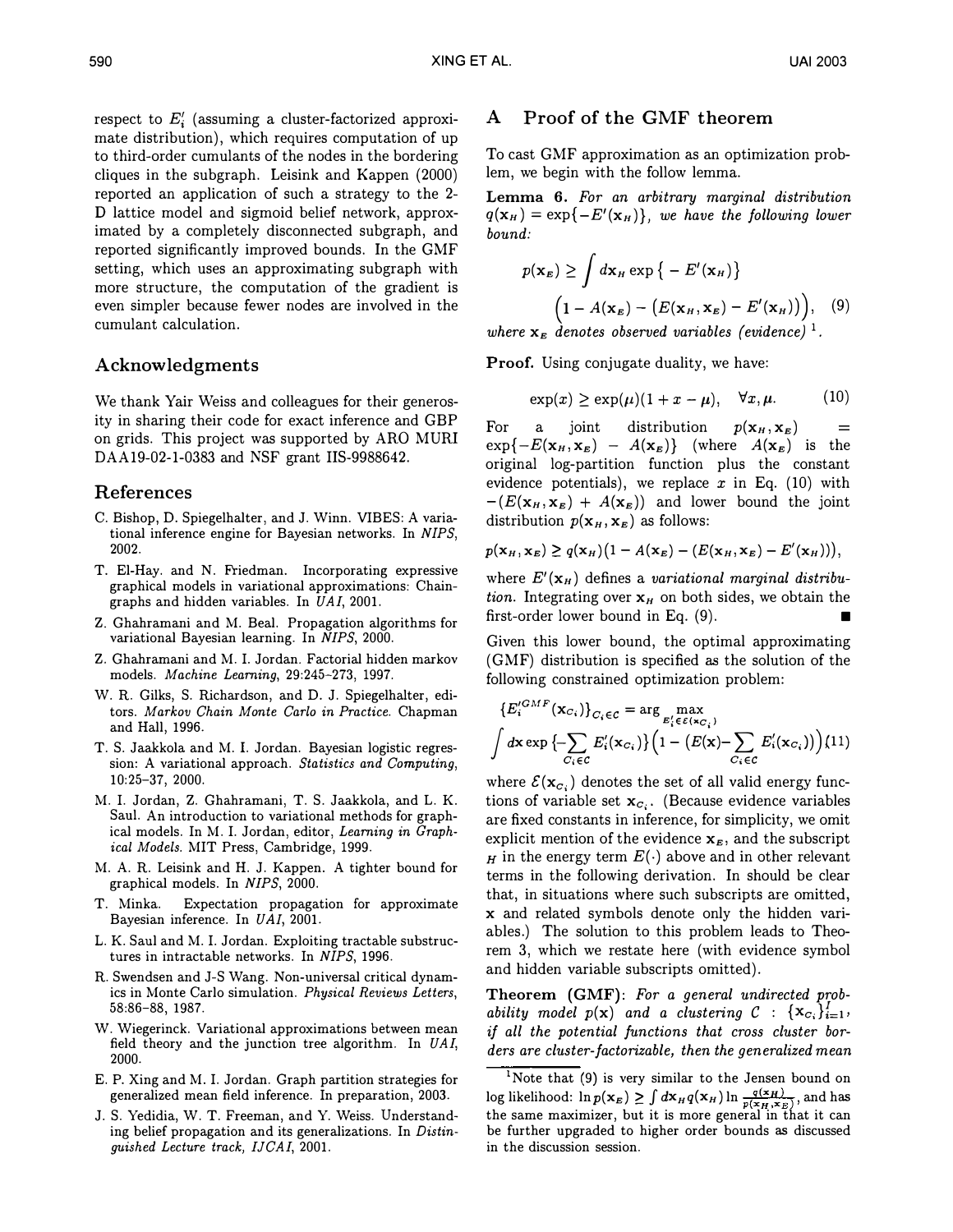respect to $E'_i$ (assuming a cluster-factorized approximate distribution), which requires computation of up to third-order cumulants of the nodes in the bordering cliques in the subgraph. Leisink and Kappen (2000) reported an application of such a strategy to the 2-D lattice model and sigmoid belief network, approximated by a completely disconnected subgraph, and reported significantly improved bounds. In the GMF setting, which uses an approximating subgraph with more structure, the computation of the gradient is even simpler because fewer nodes are involved in the cumulant calculation.

## Acknowledgments

We thank Yair Weiss and colleagues for their generosity in sharing their code for exact inference and GBP on grids. This project was supported by ARO MURI DAA19-02-1-0383 and NSF grant IIS-9988642.

## References

C. Bishop, D. Spiegelhalter, and J. Winn. VIBES: A variational inference engine for Bayesian networks. In *NIPS*, 2002.

T. El-Hay. and N. Friedman. Incorporating expressive graphical models in variational approximations: Chain-graphs and hidden variables. In *UAI*, 2001.

Z. Ghahramani and M. Beal. Propagation algorithms for variational Bayesian learning. In *NIPS*, 2000.

Z. Ghahramani and M. I. Jordan. Factorial hidden markov models. *Machine Learning*, 29:245–273, 1997.

W. R. Gilks, S. Richardson, and D. J. Spiegelhalter, editors. *Markov Chain Monte Carlo in Practice*. Chapman and Hall, 1996.

T. S. Jaakkola and M. I. Jordan. Bayesian logistic regression: A variational approach. *Statistics and Computing*, 10:25–37, 2000.

M. I. Jordan, Z. Ghahramani, T. S. Jaakkola, and L. K. Saul. An introduction to variational methods for graphical models. In M. I. Jordan, editor, *Learning in Graphical Models*. MIT Press, Cambridge, 1999.

M. A. R. Leisink and H. J. Kappen. A tighter bound for graphical models. In *NIPS*, 2000.

T. Minka. Expectation propagation for approximate Bayesian inference. In *UAI*, 2001.

L. K. Saul and M. I. Jordan. Exploiting tractable substructures in intractable networks. In *NIPS*, 1996.

R. Swendsen and J-S Wang. Non-universal critical dynamics in Monte Carlo simulation. *Physical Reviews Letters*, 58:86–88, 1987.

W. Wiegerinck. Variational approximations between mean field theory and the junction tree algorithm. In *UAI*, 2000.

E. P. Xing and M. I. Jordan. Graph partition strategies for generalized mean field inference. In preparation, 2003.

J. S. Yedidia, W. T. Freeman, and Y. Weiss. Understanding belief propagation and its generalizations. In *Distinguished Lecture track, IJCAI*, 2001.

## A Proof of the GMF theorem

To cast GMF approximation as an optimization problem, we begin with the follow lemma.

**Lemma 6.** *For an arbitrary marginal distribution $q(\mathbf{x}_H) = \exp\{-E'(\mathbf{x}_H)\}$, we have the following lower bound:*

$$p(\mathbf{x}_E) \geq \int d\mathbf{x}_H \exp\{-E'(\mathbf{x}_H)\} \Big(1 - A(\mathbf{x}_E) - \big(E(\mathbf{x}_H, \mathbf{x}_E) - E'(\mathbf{x}_H)\big)\Big), \quad (9)$$

*where $\mathbf{x}_E$ denotes observed variables (evidence)* [1].

**Proof.** Using conjugate duality, we have:

$$\exp(x) \geq \exp(\mu)(1 + x - \mu), \quad \forall x, \mu. \quad (10)$$

For a joint distribution $p(\mathbf{x}_H, \mathbf{x}_E) = \exp\{-E(\mathbf{x}_H, \mathbf{x}_E) - A(\mathbf{x}_E)\}$ (where $A(\mathbf{x}_E)$ is the original log-partition function plus the constant evidence potentials), we replace $x$ in Eq. (10) with $-(E(\mathbf{x}_H, \mathbf{x}_E) + A(\mathbf{x}_E))$ and lower bound the joint distribution $p(\mathbf{x}_H, \mathbf{x}_E)$ as follows:

$$p(\mathbf{x}_H, \mathbf{x}_E) \geq q(\mathbf{x}_H)(1 - A(\mathbf{x}_E) - (E(\mathbf{x}_H, \mathbf{x}_E) - E'(\mathbf{x}_H))),$$

where $E'(\mathbf{x}_H)$ defines a *variational marginal distribution*. Integrating over $\mathbf{x}_H$ on both sides, we obtain the first-order lower bound in Eq. (9). ∎

Given this lower bound, the optimal approximating (GMF) distribution is specified as the solution of the following constrained optimization problem:

$$\{E_i'^{GMF}(\mathbf{x}_{C_i})\}_{C_i \in \mathcal{C}} = \arg \max_{E'_i \in \mathcal{E}(\mathbf{x}_{C_i})} \int d\mathbf{x} \exp\{-\sum_{C_i \in \mathcal{C}} E'_i(\mathbf{x}_{C_i})\} \Big(1 - (E(\mathbf{x}) - \sum_{C_i \in \mathcal{C}} E'_i(\mathbf{x}_{C_i}))\Big) \quad (11)$$

where $\mathcal{E}(\mathbf{x}_{C_i})$ denotes the set of all valid energy functions of variable set $\mathbf{x}_{C_i}$. (Because evidence variables are fixed constants in inference, for simplicity, we omit explicit mention of the evidence $\mathbf{x}_E$, and the subscript $_H$ in the energy term $E(\cdot)$ above and in other relevant terms in the following derivation. In should be clear that, in situations where such subscripts are omitted, $\mathbf{x}$ and related symbols denote only the hidden variables.) The solution to this problem leads to Theorem 3, which we restate here (with evidence symbol and hidden variable subscripts omitted).

**Theorem (GMF)**: *For a general undirected probability model $p(\mathbf{x})$ and a clustering $\mathcal{C}$ : $\{\mathbf{x}_{C_i}\}_{i=1}^{I}$, if all the potential functions that cross cluster borders are cluster-factorizable, then the generalized mean*

[1] Note that (9) is very similar to the Jensen bound on log likelihood: $\ln p(\mathbf{x}_E) \geq \int d\mathbf{x}_H q(\mathbf{x}_H) \ln \frac{q(\mathbf{x}_H)}{p(\mathbf{x}_H, \mathbf{x}_E)}$, and has the same maximizer, but it is more general in that it can be further upgraded to higher order bounds as discussed in the discussion session.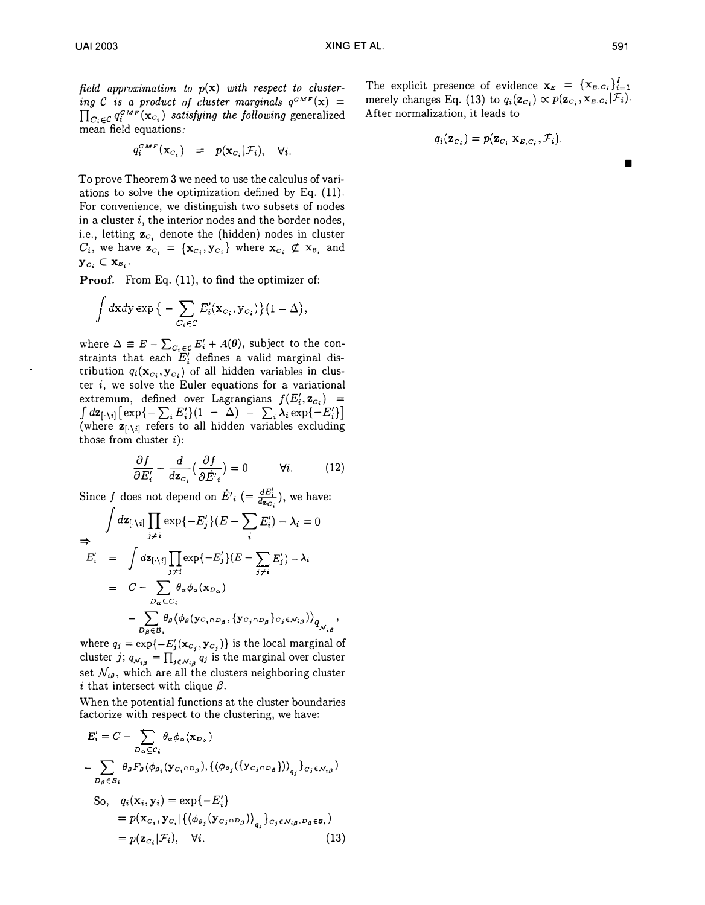*field approximation to* $p(\mathbf{x})$ *with respect to clustering* $\mathcal{C}$ *is a product of cluster marginals* $q^{GMF}(\mathbf{x}) = \prod_{C_i \in \mathcal{C}} q_i^{GMF}(\mathbf{x}_{C_i})$ *satisfying the following generalized mean field equations:*

$$q_i^{GMF}(\mathbf{x}_{C_i}) = p(\mathbf{x}_{C_i}|\mathcal{F}_i), \quad \forall i.$$

To prove Theorem 3 we need to use the calculus of variations to solve the optimization defined by Eq. (11). For convenience, we distinguish two subsets of nodes in a cluster $i$, the interior nodes and the border nodes, i.e., letting $\mathbf{z}_{C_i}$ denote the (hidden) nodes in cluster $C_i$, we have $\mathbf{z}_{C_i} = \{\mathbf{x}_{C_i}, \mathbf{y}_{C_i}\}$ where $\mathbf{x}_{C_i} \not\subset \mathbf{x}_{B_i}$ and $\mathbf{y}_{C_i} \subset \mathbf{x}_{B_i}$.

**Proof.** From Eq. (11), to find the optimizer of:

$$\int d\mathbf{x}d\mathbf{y} \exp\{-\sum_{C_i \in \mathcal{C}} E_i'(\mathbf{x}_{C_i}, \mathbf{y}_{C_i})\}(1 - \Delta),$$

where $\Delta \equiv E - \sum_{C_i \in \mathcal{C}} E_i' + A(\theta)$, subject to the constraints that each $E_i'$ defines a valid marginal distribution $q_i(\mathbf{x}_{C_i}, \mathbf{y}_{C_i})$ of all hidden variables in cluster $i$, we solve the Euler equations for a variational extremum, defined over Lagrangians $f(E_i', \mathbf{z}_{C_i}) = \int d\mathbf{z}_{[\cdot\setminus i]}[\exp\{-\sum_i E_i'\}(1 - \Delta) - \sum_i \lambda_i \exp\{-E_i'\}]$ (where $\mathbf{z}_{[\cdot\setminus i]}$ refers to all hidden variables excluding those from cluster $i$):

$$\frac{\partial f}{\partial E_i'} - \frac{d}{d\mathbf{z}_{C_i}}\left(\frac{\partial f}{\partial \dot{E'}_i}\right) = 0 \qquad \forall i. \qquad (12)$$

Since $f$ does not depend on $\dot{E'}_i$ $(= \frac{dE_i'}{d\mathbf{z}_{C_i}})$, we have:

$$\int d\mathbf{z}_{[\cdot\setminus i]} \prod_{j \neq i} \exp\{-E_j'\}(E - \sum_i E_i') - \lambda_i = 0$$

$$\Rightarrow$$

$$\begin{aligned}
E_i' &= \int d\mathbf{z}_{[\cdot\setminus i]} \prod_{j \neq i} \exp\{-E_j'\}(E - \sum_{j \neq i} E_j') - \lambda_i \\
&= C - \sum_{D_\alpha \subseteq C_i} \theta_\alpha \phi_\alpha(\mathbf{x}_{D_\alpha}) \\
&\quad - \sum_{D_\beta \in \mathcal{B}_i} \theta_\beta \langle \phi_\beta(\mathbf{y}_{C_i \cap D_\beta}, \{\mathbf{y}_{C_j \cap D_\beta}\}_{C_j \in \mathcal{N}_{i\beta}}) \rangle_{q_{\mathcal{N}_{i\beta}}},
\end{aligned}$$

where $q_j = \exp\{-E_j'(\mathbf{x}_{C_j}, \mathbf{y}_{C_j})\}$ is the local marginal of cluster $j$; $q_{\mathcal{N}_{i\beta}} = \prod_{j \in \mathcal{N}_{i\beta}} q_j$ is the marginal over cluster set $\mathcal{N}_{i\beta}$, which are all the clusters neighboring cluster $i$ that intersect with clique $\beta$.

When the potential functions at the cluster boundaries factorize with respect to the clustering, we have:

$$E_i' = C - \sum_{D_\alpha \subseteq C_i} \theta_\alpha \phi_\alpha(\mathbf{x}_{D_\alpha})$$

$$- \sum_{D_\beta \in \mathcal{B}_i} \theta_\beta F_\beta(\phi_{\beta_i}(\mathbf{y}_{C_i \cap D_\beta}), \{\langle \phi_{\beta_j}(\{\mathbf{y}_{C_j \cap D_\beta}\}) \rangle_{q_j}\}_{C_j \in \mathcal{N}_{i\beta}})$$

$$\begin{aligned}
\text{So,} \quad q_i(\mathbf{x}_i, \mathbf{y}_i) &= \exp\{-E_i'\} \\
&= p(\mathbf{x}_{C_i}, \mathbf{y}_{C_i} | \{\langle \phi_{\beta_j}(\mathbf{y}_{C_j \cap D_\beta}) \rangle_{q_j}\}_{C_j \in \mathcal{N}_{i\beta}, D_\beta \in \mathcal{B}_i}) \\
&= p(\mathbf{z}_{C_i}|\mathcal{F}_i), \quad \forall i. \qquad (13)
\end{aligned}$$

The explicit presence of evidence $\mathbf{x}_E = \{\mathbf{x}_{E,C_i}\}_{i=1}^I$ merely changes Eq. (13) to $q_i(\mathbf{z}_{C_i}) \propto p(\mathbf{z}_{C_i}, \mathbf{x}_{E,C_i}|\mathcal{F}_i)$. After normalization, it leads to

$$q_i(\mathbf{z}_{C_i}) = p(\mathbf{z}_{C_i}|\mathbf{x}_{E,C_i}, \mathcal{F}_i).$$

∎